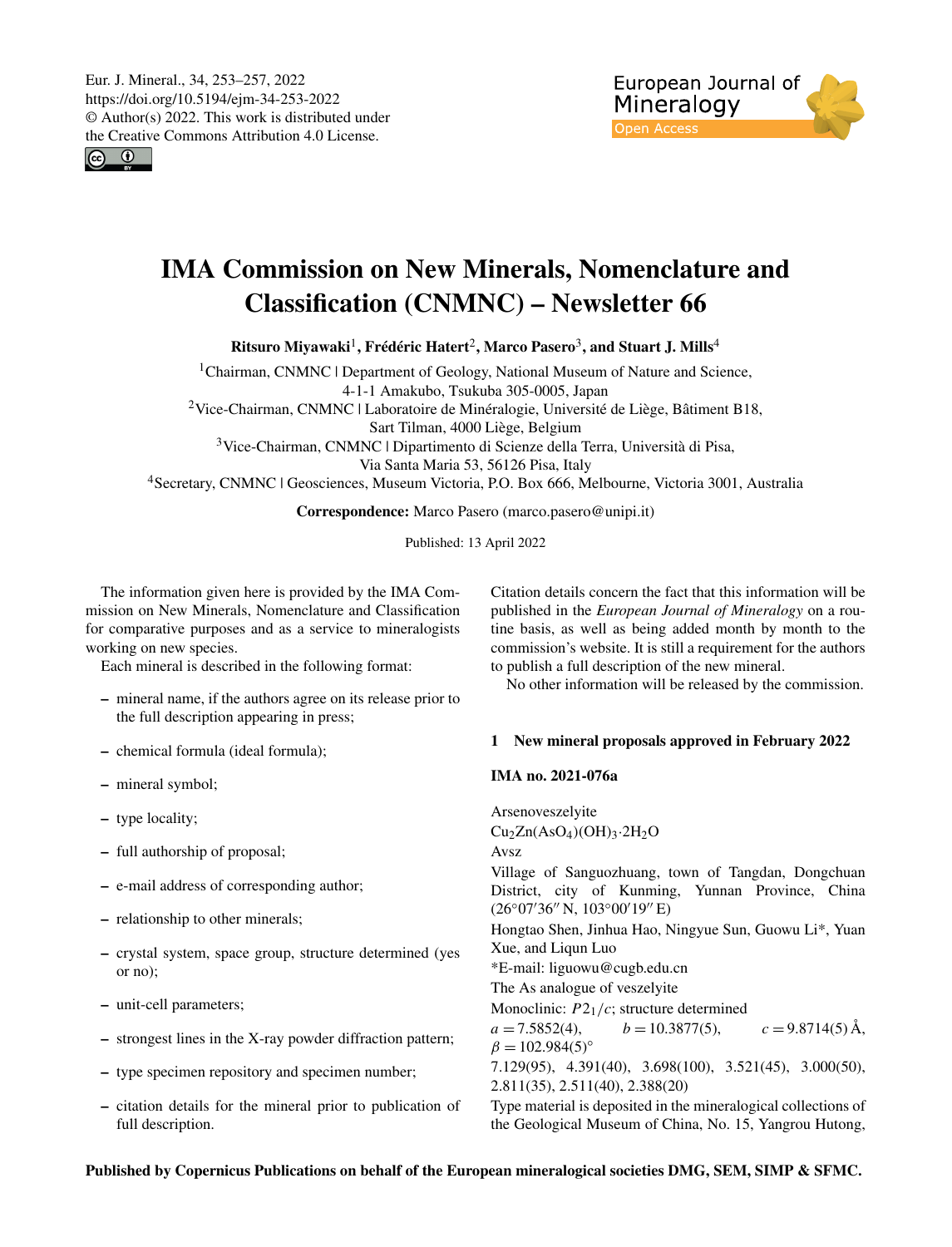Eur. J. Mineral., 34, 253–257, 2022
https://doi.org/10.5194/ejm-34-253-2022
© Author(s) 2022. This work is distributed under the Creative Commons Attribution 4.0 License.

# IMA Commission on New Minerals, Nomenclature and Classification (CNMNC) – Newsletter 66

**Ritsuro Miyawaki[1], Frédéric Hatert[2], Marco Pasero[3], and Stuart J. Mills[4]**

[1]Chairman, CNMNC | Department of Geology, National Museum of Nature and Science, 4-1-1 Amakubo, Tsukuba 305-0005, Japan
[2]Vice-Chairman, CNMNC | Laboratoire de Minéralogie, Université de Liège, Bâtiment B18, Sart Tilman, 4000 Liège, Belgium
[3]Vice-Chairman, CNMNC | Dipartimento di Scienze della Terra, Università di Pisa, Via Santa Maria 53, 56126 Pisa, Italy
[4]Secretary, CNMNC | Geosciences, Museum Victoria, P.O. Box 666, Melbourne, Victoria 3001, Australia

**Correspondence:** Marco Pasero (marco.pasero@unipi.it)

Published: 13 April 2022

The information given here is provided by the IMA Commission on New Minerals, Nomenclature and Classification for comparative purposes and as a service to mineralogists working on new species.

Each mineral is described in the following format:

- mineral name, if the authors agree on its release prior to the full description appearing in press;
- chemical formula (ideal formula);
- mineral symbol;
- type locality;
- full authorship of proposal;
- e-mail address of corresponding author;
- relationship to other minerals;
- crystal system, space group, structure determined (yes or no);
- unit-cell parameters;
- strongest lines in the X-ray powder diffraction pattern;
- type specimen repository and specimen number;
- citation details for the mineral prior to publication of full description.

Citation details concern the fact that this information will be published in the *European Journal of Mineralogy* on a routine basis, as well as being added month by month to the commission's website. It is still a requirement for the authors to publish a full description of the new mineral.

No other information will be released by the commission.

## 1 New mineral proposals approved in February 2022

### IMA no. 2021-076a

Arsenoveszelyite
$Cu_2Zn(AsO_4)(OH)_3 \cdot 2H_2O$
Avsz
Village of Sanguozhuang, town of Tangdan, Dongchuan District, city of Kunming, Yunnan Province, China (26°07′36″ N, 103°00′19″ E)
Hongtao Shen, Jinhua Hao, Ningyue Sun, Guowu Li*, Yuan Xue, and Liqun Luo
*E-mail: liguowu@cugb.edu.cn
The As analogue of veszelyite
Monoclinic: $P2_1/c$; structure determined
$a = 7.5852(4)$, $b = 10.3877(5)$, $c = 9.8714(5)$ Å, $\beta = 102.984(5)°$
7.129(95), 4.391(40), 3.698(100), 3.521(45), 3.000(50), 2.811(35), 2.511(40), 2.388(20)
Type material is deposited in the mineralogical collections of the Geological Museum of China, No. 15, Yangrou Hutong,

Published by Copernicus Publications on behalf of the European mineralogical societies DMG, SEM, SIMP & SFMC.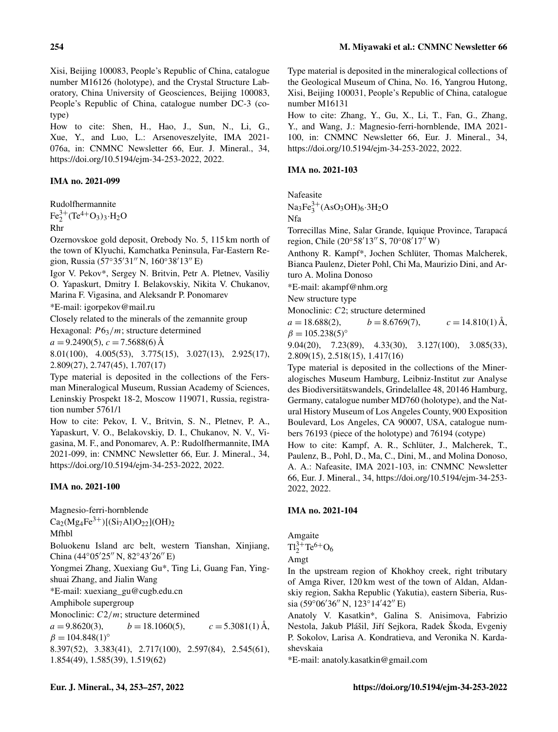Xisi, Beijing 100083, People's Republic of China, catalogue number M16126 (holotype), and the Crystal Structure Laboratory, China University of Geosciences, Beijing 100083, People's Republic of China, catalogue number DC-3 (cotype)

How to cite: Shen, H., Hao, J., Sun, N., Li, G., Xue, Y., and Luo, L.: Arsenoveszelyite, IMA 2021-076a, in: CNMNC Newsletter 66, Eur. J. Mineral., 34, https://doi.org/10.5194/ejm-34-253-2022, 2022.

### IMA no. 2021-099

Rudolfhermannite

$Fe^{3+}_2(Te^{4+}O_3)_3 \cdot H_2O$

Rhr

Ozernovskoe gold deposit, Orebody No. 5, 115 km north of the town of Klyuchi, Kamchatka Peninsula, Far-Eastern Region, Russia (57°35′31″ N, 160°38′13″ E)

Igor V. Pekov*, Sergey N. Britvin, Petr A. Pletnev, Vasiliy O. Yapaskurt, Dmitry I. Belakovskiy, Nikita V. Chukanov, Marina F. Vigasina, and Aleksandr P. Ponomarev

*E-mail: igorpekov@mail.ru

Closely related to the minerals of the zemannite group

Hexagonal: $P6_3/m$; structure determined

$a = 9.2490(5)$, $c = 7.5688(6)$ Å

8.01(100), 4.005(53), 3.775(15), 3.027(13), 2.925(17), 2.809(27), 2.747(45), 1.707(17)

Type material is deposited in the collections of the Fersman Mineralogical Museum, Russian Academy of Sciences, Leninskiy Prospekt 18-2, Moscow 119071, Russia, registration number 5761/1

How to cite: Pekov, I. V., Britvin, S. N., Pletnev, P. A., Yapaskurt, V. O., Belakovskiy, D. I., Chukanov, N. V., Vigasina, M. F., and Ponomarev, A. P.: Rudolfhermannite, IMA 2021-099, in: CNMNC Newsletter 66, Eur. J. Mineral., 34, https://doi.org/10.5194/ejm-34-253-2022, 2022.

### IMA no. 2021-100

Magnesio-ferri-hornblende

$Ca_2(Mg_4Fe^{3+})[(Si_7Al)O_{22}](OH)_2$

Mfhbl

Boluokenu Island arc belt, western Tianshan, Xinjiang, China (44°05′25″ N, 82°43′26″ E)

Yongmei Zhang, Xuexiang Gu*, Ting Li, Guang Fan, Yingshuai Zhang, and Jialin Wang

*E-mail: xuexiang_gu@cugb.edu.cn

Amphibole supergroup

Monoclinic: $C2/m$; structure determined

$a = 9.8620(3)$, $b = 18.1060(5)$, $c = 5.3081(1)$ Å, $\beta = 104.848(1)°$

8.397(52), 3.383(41), 2.717(100), 2.597(84), 2.545(61), 1.854(49), 1.585(39), 1.519(62)

Type material is deposited in the mineralogical collections of the Geological Museum of China, No. 16, Yangrou Hutong, Xisi, Beijing 100031, People's Republic of China, catalogue number M16131

How to cite: Zhang, Y., Gu, X., Li, T., Fan, G., Zhang, Y., and Wang, J.: Magnesio-ferri-hornblende, IMA 2021-100, in: CNMNC Newsletter 66, Eur. J. Mineral., 34, https://doi.org/10.5194/ejm-34-253-2022, 2022.

### IMA no. 2021-103

Nafeasite

$Na_3Fe^{3+}_3(AsO_3OH)_6 \cdot 3H_2O$

Nfa

Torrecillas Mine, Salar Grande, Iquique Province, Tarapacá region, Chile (20°58′13″ S, 70°08′17″ W)

Anthony R. Kampf*, Jochen Schlüter, Thomas Malcherek, Bianca Paulenz, Dieter Pohl, Chi Ma, Maurizio Dini, and Arturo A. Molina Donoso

*E-mail: akampf@nhm.org

New structure type

Monoclinic: $C2$; structure determined

$a = 18.688(2)$, $b = 8.6769(7)$, $c = 14.810(1)$ Å, $\beta = 105.238(5)°$

9.04(20), 7.23(89), 4.33(30), 3.127(100), 3.085(33), 2.809(15), 2.518(15), 1.417(16)

Type material is deposited in the collections of the Mineralogisches Museum Hamburg, Leibniz-Institut zur Analyse des Biodiversitätswandels, Grindelallee 48, 20146 Hamburg, Germany, catalogue number MD760 (holotype), and the Natural History Museum of Los Angeles County, 900 Exposition Boulevard, Los Angeles, CA 90007, USA, catalogue numbers 76193 (piece of the holotype) and 76194 (cotype)

How to cite: Kampf, A. R., Schlüter, J., Malcherek, T., Paulenz, B., Pohl, D., Ma, C., Dini, M., and Molina Donoso, A. A.: Nafeasite, IMA 2021-103, in: CNMNC Newsletter 66, Eur. J. Mineral., 34, https://doi.org/10.5194/ejm-34-253-2022, 2022.

### IMA no. 2021-104

Amgaite

$Tl^{3+}_2Te^{6+}O_6$

Amgt

In the upstream region of Khokhoy creek, right tributary of Amga River, 120 km west of the town of Aldan, Aldanskiy region, Sakha Republic (Yakutia), eastern Siberia, Russia (59°06′36″ N, 123°14′42″ E)

Anatoly V. Kasatkin*, Galina S. Anisimova, Fabrizio Nestola, Jakub Plášil, Jiří Sejkora, Radek Škoda, Evgeniy P. Sokolov, Larisa A. Kondratieva, and Veronika N. Kardashevskaia

*E-mail: anatoly.kasatkin@gmail.com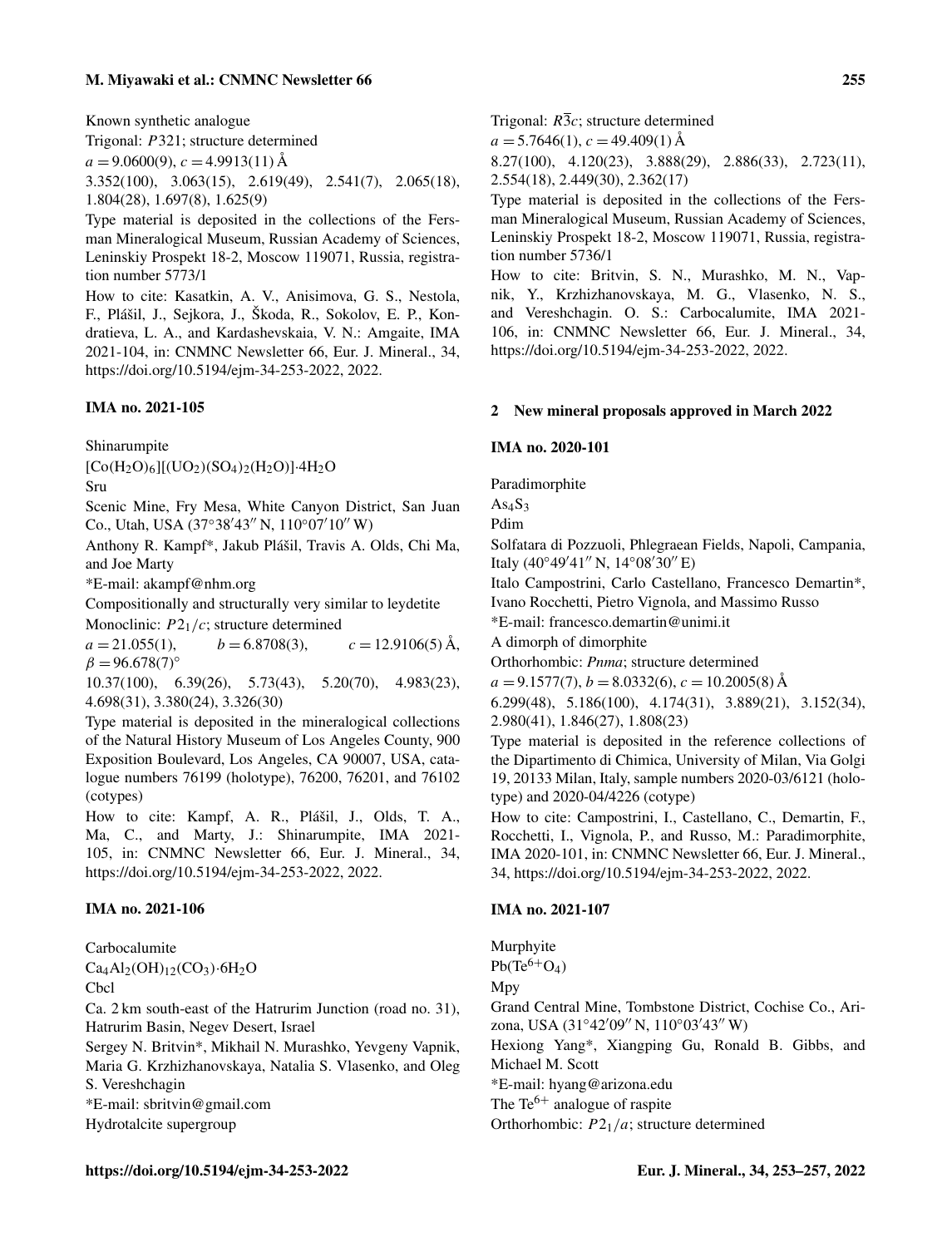Known synthetic analogue

Trigonal: $P321$; structure determined

$a = 9.0600(9)$, $c = 4.9913(11)$ Å

3.352(100), 3.063(15), 2.619(49), 2.541(7), 2.065(18), 1.804(28), 1.697(8), 1.625(9)

Type material is deposited in the collections of the Fersman Mineralogical Museum, Russian Academy of Sciences, Leninskiy Prospekt 18-2, Moscow 119071, Russia, registration number 5773/1

How to cite: Kasatkin, A. V., Anisimova, G. S., Nestola, F., Plášil, J., Sejkora, J., Škoda, R., Sokolov, E. P., Kondratieva, L. A., and Kardashevskaia, V. N.: Amgaite, IMA 2021-104, in: CNMNC Newsletter 66, Eur. J. Mineral., 34, https://doi.org/10.5194/ejm-34-253-2022, 2022.

### IMA no. 2021-105

Shinarumpite

$[Co(H_2O)_6][(UO_2)(SO_4)_2(H_2O)]{\cdot}4H_2O$

Sru

Scenic Mine, Fry Mesa, White Canyon District, San Juan Co., Utah, USA (37°38′43″ N, 110°07′10″ W)

Anthony R. Kampf*, Jakub Plášil, Travis A. Olds, Chi Ma, and Joe Marty

*E-mail: akampf@nhm.org

Compositionally and structurally very similar to leydetite

Monoclinic: $P2_1/c$; structure determined

$a = 21.055(1)$, $b = 6.8708(3)$, $c = 12.9106(5)$ Å, $\beta = 96.678(7)°$

10.37(100), 6.39(26), 5.73(43), 5.20(70), 4.983(23), 4.698(31), 3.380(24), 3.326(30)

Type material is deposited in the mineralogical collections of the Natural History Museum of Los Angeles County, 900 Exposition Boulevard, Los Angeles, CA 90007, USA, catalogue numbers 76199 (holotype), 76200, 76201, and 76102 (cotypes)

How to cite: Kampf, A. R., Plášil, J., Olds, T. A., Ma, C., and Marty, J.: Shinarumpite, IMA 2021-105, in: CNMNC Newsletter 66, Eur. J. Mineral., 34, https://doi.org/10.5194/ejm-34-253-2022, 2022.

### IMA no. 2021-106

Carbocalumite

$Ca_4Al_2(OH)_{12}(CO_3){\cdot}6H_2O$

Cbcl

Ca. 2 km south-east of the Hatrurim Junction (road no. 31), Hatrurim Basin, Negev Desert, Israel

Sergey N. Britvin*, Mikhail N. Murashko, Yevgeny Vapnik, Maria G. Krzhizhanovskaya, Natalia S. Vlasenko, and Oleg S. Vereshchagin

*E-mail: sbritvin@gmail.com

Hydrotalcite supergroup

Trigonal: $R\overline{3}c$; structure determined

$a = 5.7646(1)$, $c = 49.409(1)$ Å

8.27(100), 4.120(23), 3.888(29), 2.886(33), 2.723(11), 2.554(18), 2.449(30), 2.362(17)

Type material is deposited in the collections of the Fersman Mineralogical Museum, Russian Academy of Sciences, Leninskiy Prospekt 18-2, Moscow 119071, Russia, registration number 5736/1

How to cite: Britvin, S. N., Murashko, M. N., Vapnik, Y., Krzhizhanovskaya, M. G., Vlasenko, N. S., and Vereshchagin. O. S.: Carbocalumite, IMA 2021-106, in: CNMNC Newsletter 66, Eur. J. Mineral., 34, https://doi.org/10.5194/ejm-34-253-2022, 2022.

## 2 New mineral proposals approved in March 2022

### IMA no. 2020-101

Paradimorphite

$As_4S_3$

Pdim

Solfatara di Pozzuoli, Phlegraean Fields, Napoli, Campania, Italy (40°49′41″ N, 14°08′30″ E)

Italo Campostrini, Carlo Castellano, Francesco Demartin*, Ivano Rocchetti, Pietro Vignola, and Massimo Russo

*E-mail: francesco.demartin@unimi.it

A dimorph of dimorphite

Orthorhombic: $Pnma$; structure determined

$a = 9.1577(7)$, $b = 8.0332(6)$, $c = 10.2005(8)$ Å

6.299(48), 5.186(100), 4.174(31), 3.889(21), 3.152(34), 2.980(41), 1.846(27), 1.808(23)

Type material is deposited in the reference collections of the Dipartimento di Chimica, University of Milan, Via Golgi 19, 20133 Milan, Italy, sample numbers 2020-03/6121 (holotype) and 2020-04/4226 (cotype)

How to cite: Campostrini, I., Castellano, C., Demartin, F., Rocchetti, I., Vignola, P., and Russo, M.: Paradimorphite, IMA 2020-101, in: CNMNC Newsletter 66, Eur. J. Mineral., 34, https://doi.org/10.5194/ejm-34-253-2022, 2022.

### IMA no. 2021-107

Murphyite

$Pb(Te^{6+}O_4)$

Mpy

Grand Central Mine, Tombstone District, Cochise Co., Arizona, USA (31°42′09″ N, 110°03′43″ W)

Hexiong Yang*, Xiangping Gu, Ronald B. Gibbs, and Michael M. Scott

*E-mail: hyang@arizona.edu

The $Te^{6+}$ analogue of raspite

Orthorhombic: $P2_1/a$; structure determined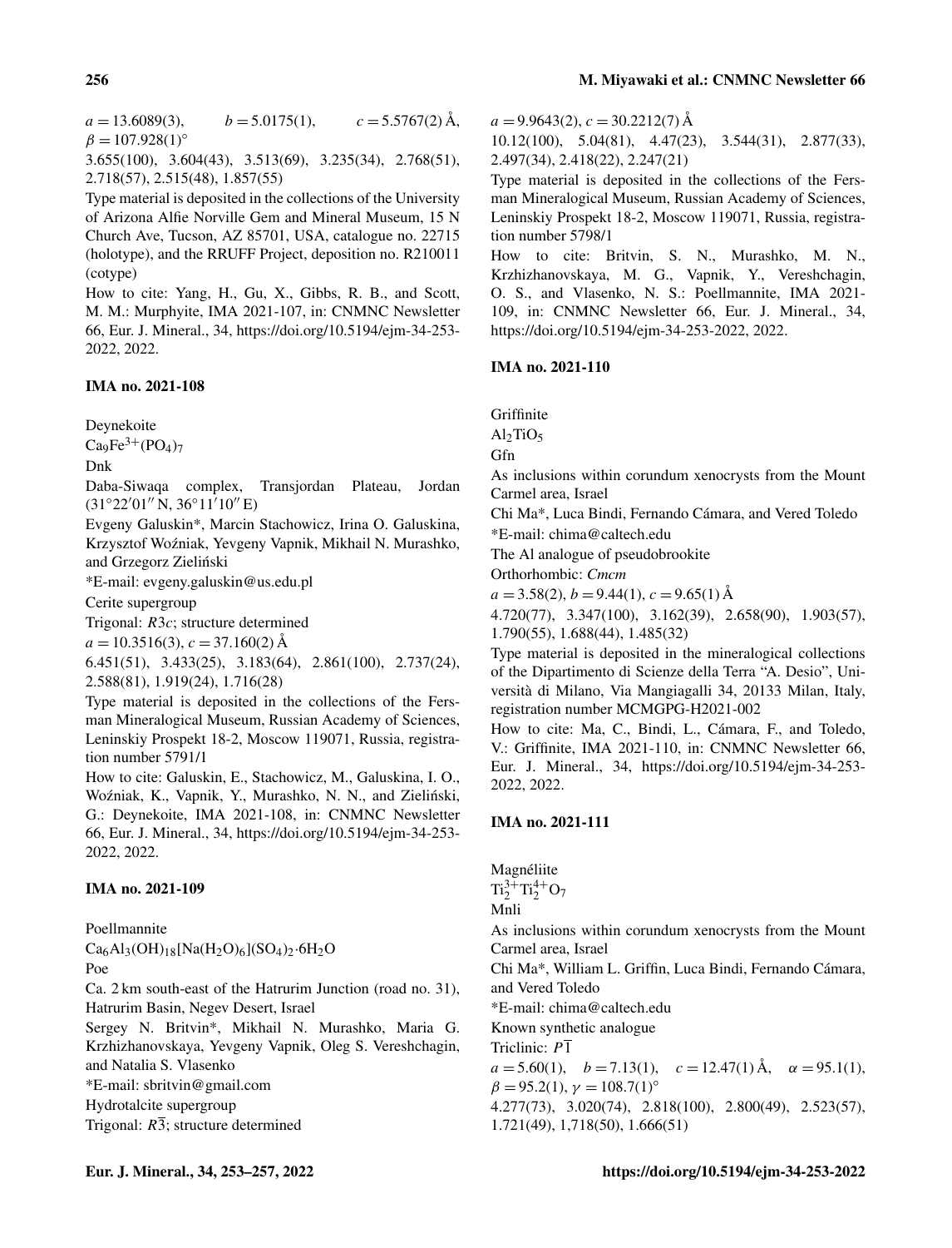$a = 13.6089(3)$, $b = 5.0175(1)$, $c = 5.5767(2)$ Å, $\beta = 107.928(1)°$

3.655(100), 3.604(43), 3.513(69), 3.235(34), 2.768(51), 2.718(57), 2.515(48), 1.857(55)

Type material is deposited in the collections of the University of Arizona Alfie Norville Gem and Mineral Museum, 15 N Church Ave, Tucson, AZ 85701, USA, catalogue no. 22715 (holotype), and the RRUFF Project, deposition no. R210011 (cotype)

How to cite: Yang, H., Gu, X., Gibbs, R. B., and Scott, M. M.: Murphyite, IMA 2021-107, in: CNMNC Newsletter 66, Eur. J. Mineral., 34, https://doi.org/10.5194/ejm-34-253-2022, 2022.

### IMA no. 2021-108

Deynekoite

$Ca_9Fe^{3+}(PO_4)_7$

Dnk

Daba-Siwaqa complex, Transjordan Plateau, Jordan (31°22′01″ N, 36°11′10″ E)

Evgeny Galuskin*, Marcin Stachowicz, Irina O. Galuskina, Krzysztof Woźniak, Yevgeny Vapnik, Mikhail N. Murashko, and Grzegorz Zieliński

*E-mail: evgeny.galuskin@us.edu.pl

Cerite supergroup

Trigonal: *R*3*c*; structure determined

$a = 10.3516(3)$, $c = 37.160(2)$ Å

6.451(51), 3.433(25), 3.183(64), 2.861(100), 2.737(24), 2.588(81), 1.919(24), 1.716(28)

Type material is deposited in the collections of the Fersman Mineralogical Museum, Russian Academy of Sciences, Leninskiy Prospekt 18-2, Moscow 119071, Russia, registration number 5791/1

How to cite: Galuskin, E., Stachowicz, M., Galuskina, I. O., Woźniak, K., Vapnik, Y., Murashko, N. N., and Zieliński, G.: Deynekoite, IMA 2021-108, in: CNMNC Newsletter 66, Eur. J. Mineral., 34, https://doi.org/10.5194/ejm-34-253-2022, 2022.

### IMA no. 2021-109

Poellmannite

$Ca_6Al_3(OH)_{18}[Na(H_2O)_6](SO_4)_2 \cdot 6H_2O$

Poe

Ca. 2 km south-east of the Hatrurim Junction (road no. 31), Hatrurim Basin, Negev Desert, Israel

Sergey N. Britvin*, Mikhail N. Murashko, Maria G. Krzhizhanovskaya, Yevgeny Vapnik, Oleg S. Vereshchagin, and Natalia S. Vlasenko

*E-mail: sbritvin@gmail.com

Hydrotalcite supergroup

Trigonal: $R\overline{3}$; structure determined

$a = 9.9643(2)$, $c = 30.2212(7)$ Å

10.12(100), 5.04(81), 4.47(23), 3.544(31), 2.877(33), 2.497(34), 2.418(22), 2.247(21)

Type material is deposited in the collections of the Fersman Mineralogical Museum, Russian Academy of Sciences, Leninskiy Prospekt 18-2, Moscow 119071, Russia, registration number 5798/1

How to cite: Britvin, S. N., Murashko, M. N., Krzhizhanovskaya, M. G., Vapnik, Y., Vereshchagin, O. S., and Vlasenko, N. S.: Poellmannite, IMA 2021-109, in: CNMNC Newsletter 66, Eur. J. Mineral., 34, https://doi.org/10.5194/ejm-34-253-2022, 2022.

### IMA no. 2021-110

Griffinite

$Al_2TiO_5$

Gfn

As inclusions within corundum xenocrysts from the Mount Carmel area, Israel

Chi Ma*, Luca Bindi, Fernando Cámara, and Vered Toledo

*E-mail: chima@caltech.edu

The Al analogue of pseudobrookite

Orthorhombic: *Cmcm*

$a = 3.58(2)$, $b = 9.44(1)$, $c = 9.65(1)$ Å

4.720(77), 3.347(100), 3.162(39), 2.658(90), 1.903(57), 1.790(55), 1.688(44), 1.485(32)

Type material is deposited in the mineralogical collections of the Dipartimento di Scienze della Terra "A. Desio", Università di Milano, Via Mangiagalli 34, 20133 Milan, Italy, registration number MCMGPG-H2021-002

How to cite: Ma, C., Bindi, L., Cámara, F., and Toledo, V.: Griffinite, IMA 2021-110, in: CNMNC Newsletter 66, Eur. J. Mineral., 34, https://doi.org/10.5194/ejm-34-253-2022, 2022.

### IMA no. 2021-111

Magnéliite

$Ti^{3+}_2Ti^{4+}_2O_7$

Mnli

As inclusions within corundum xenocrysts from the Mount Carmel area, Israel

Chi Ma*, William L. Griffin, Luca Bindi, Fernando Cámara, and Vered Toledo

*E-mail: chima@caltech.edu

Known synthetic analogue

Triclinic: $P\overline{1}$

$a = 5.60(1)$, $b = 7.13(1)$, $c = 12.47(1)$ Å, $\alpha = 95.1(1)$, $\beta = 95.2(1)$, $\gamma = 108.7(1)°$

4.277(73), 3.020(74), 2.818(100), 2.800(49), 2.523(57), 1.721(49), 1,718(50), 1.666(51)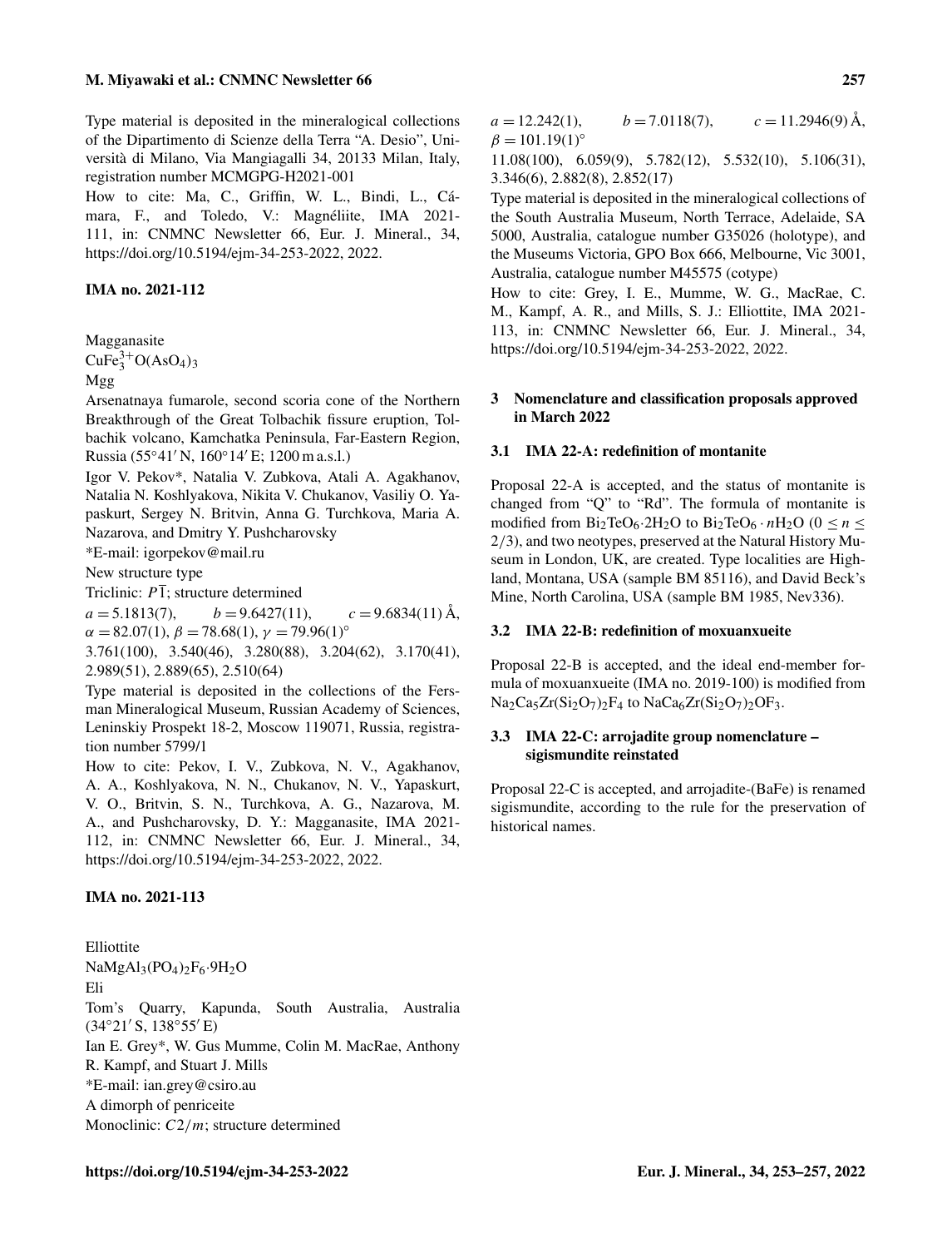Type material is deposited in the mineralogical collections of the Dipartimento di Scienze della Terra "A. Desio", Università di Milano, Via Mangiagalli 34, 20133 Milan, Italy, registration number MCMGPG-H2021-001

How to cite: Ma, C., Griffin, W. L., Bindi, L., Cámara, F., and Toledo, V.: Magnéliite, IMA 2021-111, in: CNMNC Newsletter 66, Eur. J. Mineral., 34, https://doi.org/10.5194/ejm-34-253-2022, 2022.

### IMA no. 2021-112

Magganasite

$CuFe^{3+}_3O(AsO_4)_3$

Mgg

Arsenatnaya fumarole, second scoria cone of the Northern Breakthrough of the Great Tolbachik fissure eruption, Tolbachik volcano, Kamchatka Peninsula, Far-Eastern Region, Russia (55°41′ N, 160°14′ E; 1200 m a.s.l.)

Igor V. Pekov*, Natalia V. Zubkova, Atali A. Agakhanov, Natalia N. Koshlyakova, Nikita V. Chukanov, Vasiliy O. Yapaskurt, Sergey N. Britvin, Anna G. Turchkova, Maria A. Nazarova, and Dmitry Y. Pushcharovsky

*E-mail: igorpekov@mail.ru

New structure type

Triclinic: $P\bar{1}$; structure determined

$a = 5.1813(7)$, $b = 9.6427(11)$, $c = 9.6834(11)$ Å, $\alpha = 82.07(1)$, $\beta = 78.68(1)$, $\gamma = 79.96(1)°$

3.761(100), 3.540(46), 3.280(88), 3.204(62), 3.170(41), 2.989(51), 2.889(65), 2.510(64)

Type material is deposited in the collections of the Fersman Mineralogical Museum, Russian Academy of Sciences, Leninskiy Prospekt 18-2, Moscow 119071, Russia, registration number 5799/1

How to cite: Pekov, I. V., Zubkova, N. V., Agakhanov, A. A., Koshlyakova, N. N., Chukanov, N. V., Yapaskurt, V. O., Britvin, S. N., Turchkova, A. G., Nazarova, M. A., and Pushcharovsky, D. Y.: Magganasite, IMA 2021-112, in: CNMNC Newsletter 66, Eur. J. Mineral., 34, https://doi.org/10.5194/ejm-34-253-2022, 2022.

### IMA no. 2021-113

Elliottite

$NaMgAl_3(PO_4)_2F_6{\cdot}9H_2O$

Eli

Tom's Quarry, Kapunda, South Australia, Australia (34°21′ S, 138°55′ E)

Ian E. Grey*, W. Gus Mumme, Colin M. MacRae, Anthony R. Kampf, and Stuart J. Mills

*E-mail: ian.grey@csiro.au

A dimorph of penriceite

Monoclinic: $C2/m$; structure determined

$a = 12.242(1)$, $b = 7.0118(7)$, $c = 11.2946(9)$ Å, $\beta = 101.19(1)°$

11.08(100), 6.059(9), 5.782(12), 5.532(10), 5.106(31), 3.346(6), 2.882(8), 2.852(17)

Type material is deposited in the mineralogical collections of the South Australia Museum, North Terrace, Adelaide, SA 5000, Australia, catalogue number G35026 (holotype), and the Museums Victoria, GPO Box 666, Melbourne, Vic 3001, Australia, catalogue number M45575 (cotype)

How to cite: Grey, I. E., Mumme, W. G., MacRae, C. M., Kampf, A. R., and Mills, S. J.: Elliottite, IMA 2021-113, in: CNMNC Newsletter 66, Eur. J. Mineral., 34, https://doi.org/10.5194/ejm-34-253-2022, 2022.

## 3 Nomenclature and classification proposals approved in March 2022

### 3.1 IMA 22-A: redefinition of montanite

Proposal 22-A is accepted, and the status of montanite is changed from "Q" to "Rd". The formula of montanite is modified from $Bi_2TeO_6{\cdot}2H_2O$ to $Bi_2TeO_6 \cdot nH_2O$ ($0 \leq n \leq 2/3$), and two neotypes, preserved at the Natural History Museum in London, UK, are created. Type localities are Highland, Montana, USA (sample BM 85116), and David Beck's Mine, North Carolina, USA (sample BM 1985, Nev336).

### 3.2 IMA 22-B: redefinition of moxuanxueite

Proposal 22-B is accepted, and the ideal end-member formula of moxuanxueite (IMA no. 2019-100) is modified from $Na_2Ca_5Zr(Si_2O_7)_2F_4$ to $NaCa_6Zr(Si_2O_7)_2OF_3$.

### 3.3 IMA 22-C: arrojadite group nomenclature – sigismundite reinstated

Proposal 22-C is accepted, and arrojadite-(BaFe) is renamed sigismundite, according to the rule for the preservation of historical names.